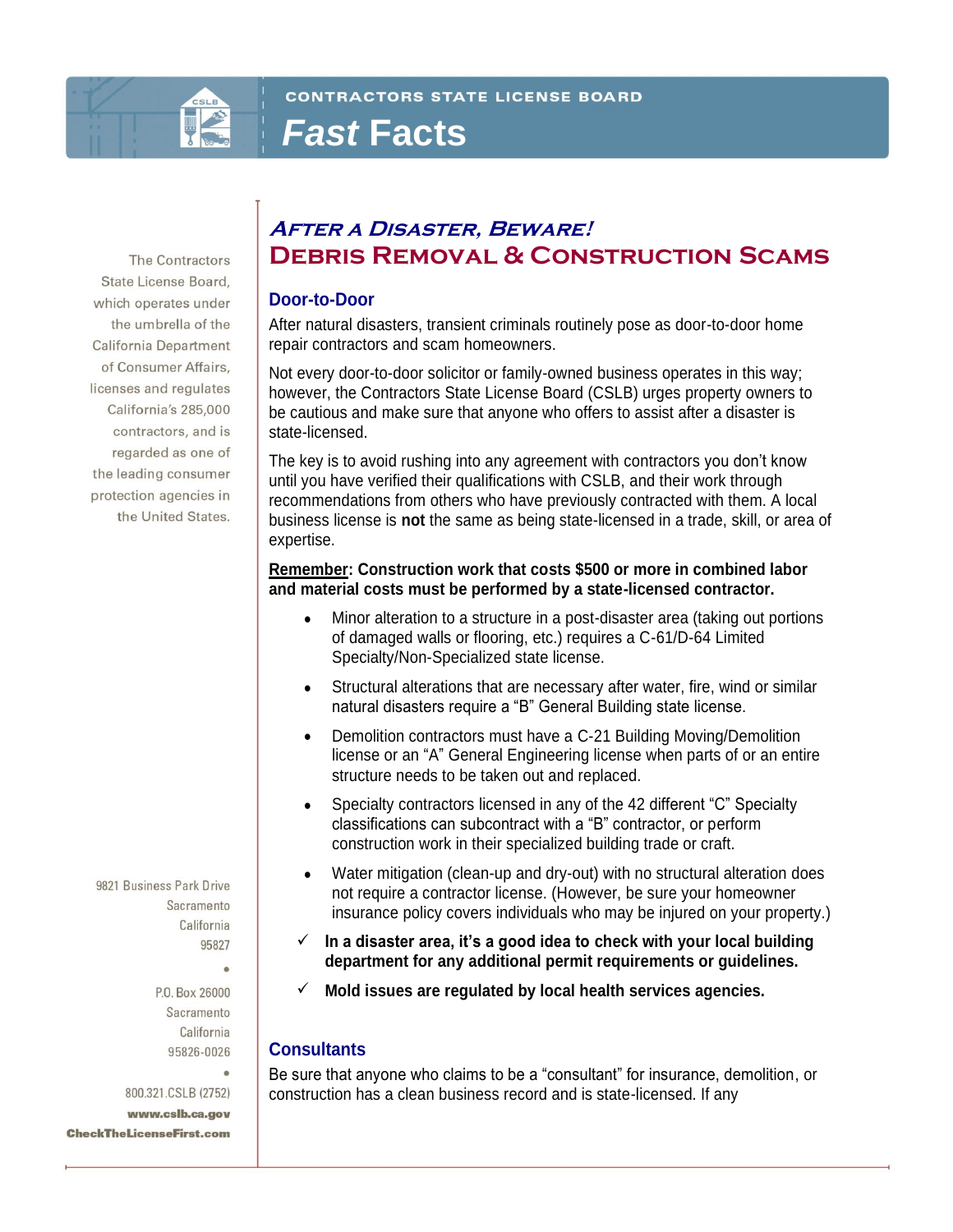CONTRACTORS STATE LICENSE BOARD

# *Fast* Facts

The Contractors State License Board, which operates under the umbrella of the California Department of Consumer Affairs, licenses and regulates California's 285,000 contractors, and is regarded as one of the leading consumer protection agencies in the United States.

## *After a Disaster, Beware!*
## Debris Removal & Construction Scams

### Door-to-Door

After natural disasters, transient criminals routinely pose as door-to-door home repair contractors and scam homeowners.

Not every door-to-door solicitor or family-owned business operates in this way; however, the Contractors State License Board (CSLB) urges property owners to be cautious and make sure that anyone who offers to assist after a disaster is state-licensed.

The key is to avoid rushing into any agreement with contractors you don't know until you have verified their qualifications with CSLB, and their work through recommendations from others who have previously contracted with them. A local business license is **not** the same as being state-licensed in a trade, skill, or area of expertise.

**Remember: Construction work that costs $500 or more in combined labor and material costs must be performed by a state-licensed contractor.**

- Minor alteration to a structure in a post-disaster area (taking out portions of damaged walls or flooring, etc.) requires a C-61/D-64 Limited Specialty/Non-Specialized state license.
- Structural alterations that are necessary after water, fire, wind or similar natural disasters require a "B" General Building state license.
- Demolition contractors must have a C-21 Building Moving/Demolition license or an "A" General Engineering license when parts of or an entire structure needs to be taken out and replaced.
- Specialty contractors licensed in any of the 42 different "C" Specialty classifications can subcontract with a "B" contractor, or perform construction work in their specialized building trade or craft.
- Water mitigation (clean-up and dry-out) with no structural alteration does not require a contractor license. (However, be sure your homeowner insurance policy covers individuals who may be injured on your property.)

✓ **In a disaster area, it's a good idea to check with your local building department for any additional permit requirements or guidelines.**

✓ **Mold issues are regulated by local health services agencies.**

### Consultants

Be sure that anyone who claims to be a "consultant" for insurance, demolition, or construction has a clean business record and is state-licensed. If any

9821 Business Park Drive
Sacramento
California
95827

•

P.O. Box 26000
Sacramento
California
95826-0026

•

800.321.CSLB (2752)

**www.cslb.ca.gov**

**CheckTheLicenseFirst.com**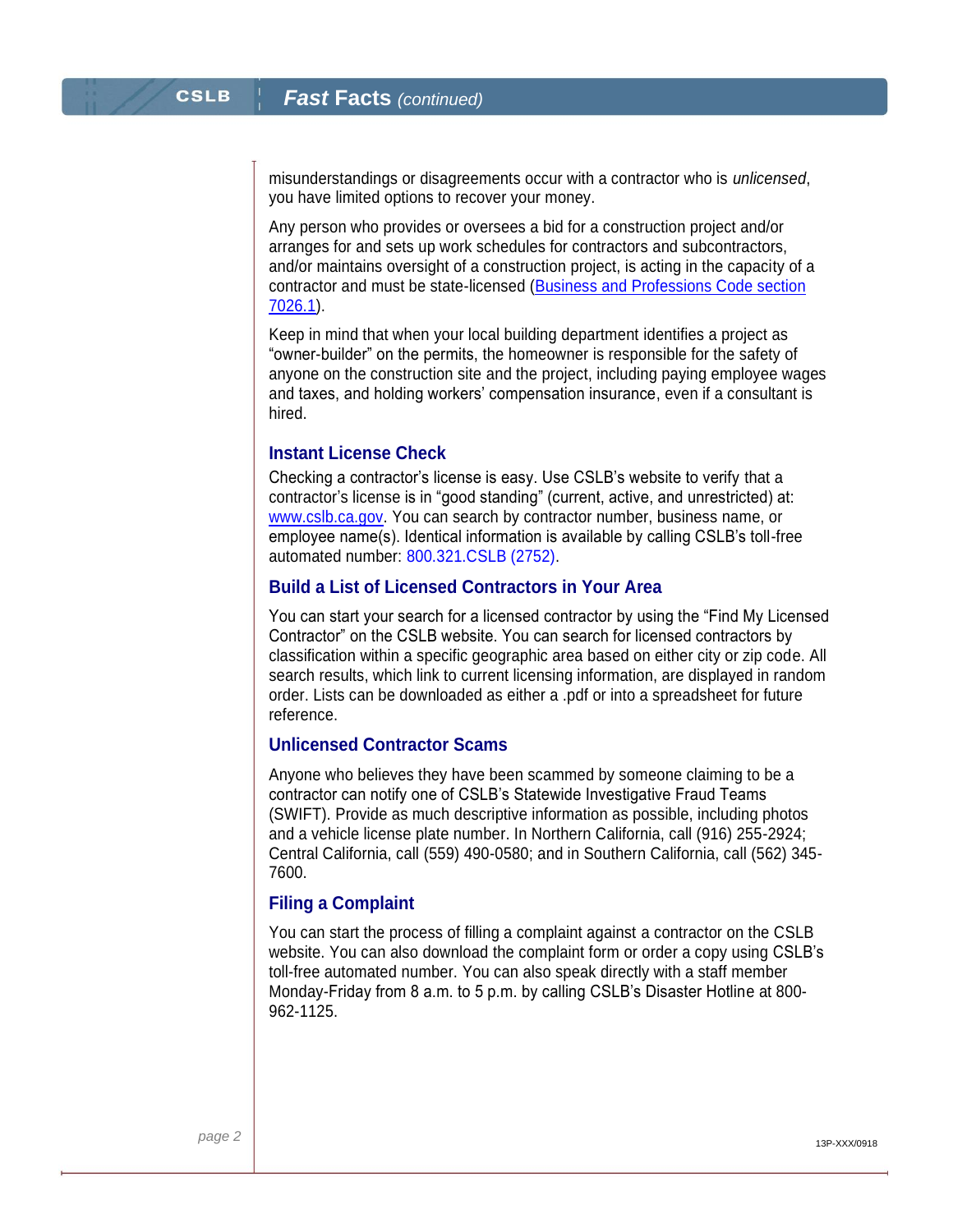misunderstandings or disagreements occur with a contractor who is *unlicensed*, you have limited options to recover your money.

Any person who provides or oversees a bid for a construction project and/or arranges for and sets up work schedules for contractors and subcontractors, and/or maintains oversight of a construction project, is acting in the capacity of a contractor and must be state-licensed (Business and Professions Code section 7026.1).

Keep in mind that when your local building department identifies a project as "owner-builder" on the permits, the homeowner is responsible for the safety of anyone on the construction site and the project, including paying employee wages and taxes, and holding workers' compensation insurance, even if a consultant is hired.

### Instant License Check

Checking a contractor's license is easy. Use CSLB's website to verify that a contractor's license is in "good standing" (current, active, and unrestricted) at: www.cslb.ca.gov. You can search by contractor number, business name, or employee name(s). Identical information is available by calling CSLB's toll-free automated number: 800.321.CSLB (2752).

### Build a List of Licensed Contractors in Your Area

You can start your search for a licensed contractor by using the "Find My Licensed Contractor" on the CSLB website. You can search for licensed contractors by classification within a specific geographic area based on either city or zip code. All search results, which link to current licensing information, are displayed in random order. Lists can be downloaded as either a .pdf or into a spreadsheet for future reference.

### Unlicensed Contractor Scams

Anyone who believes they have been scammed by someone claiming to be a contractor can notify one of CSLB's Statewide Investigative Fraud Teams (SWIFT). Provide as much descriptive information as possible, including photos and a vehicle license plate number. In Northern California, call (916) 255-2924; Central California, call (559) 490-0580; and in Southern California, call (562) 345-7600.

### Filing a Complaint

You can start the process of filling a complaint against a contractor on the CSLB website. You can also download the complaint form or order a copy using CSLB's toll-free automated number. You can also speak directly with a staff member Monday-Friday from 8 a.m. to 5 p.m. by calling CSLB's Disaster Hotline at 800-962-1125.

13P-XXX/0918